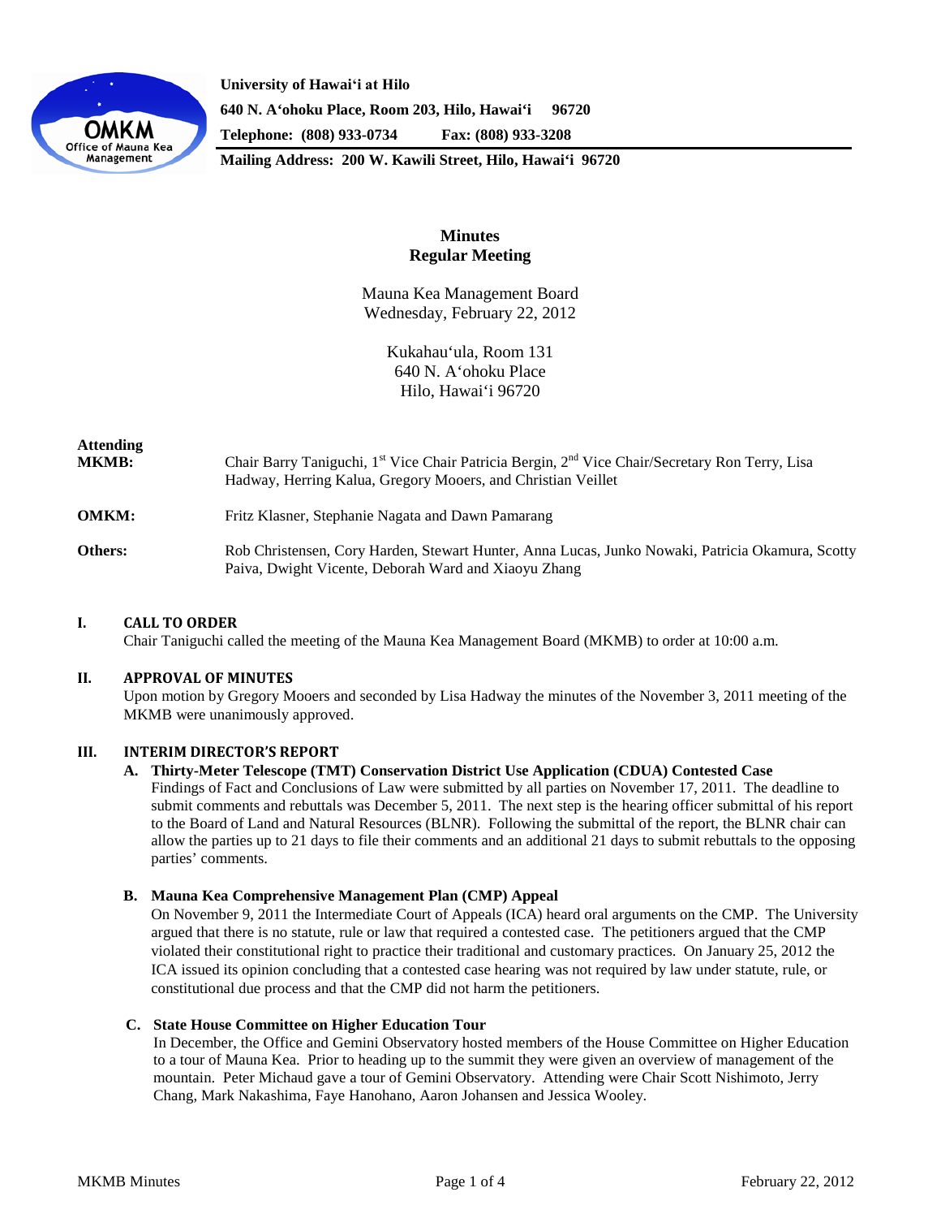University of Hawaiʻi at Hilo
640 N. Aʻohoku Place, Room 203, Hilo, Hawaiʻi 96720
Telephone: (808) 933-0734 Fax: (808) 933-3208
Mailing Address: 200 W. Kawili Street, Hilo, Hawaiʻi 96720

# Minutes
## Regular Meeting

Mauna Kea Management Board
Wednesday, February 22, 2012

Kukahauʻula, Room 131
640 N. Aʻohoku Place
Hilo, Hawaiʻi 96720

**Attending MKMB:** Chair Barry Taniguchi, 1st Vice Chair Patricia Bergin, 2nd Vice Chair/Secretary Ron Terry, Lisa Hadway, Herring Kalua, Gregory Mooers, and Christian Veillet

**OMKM:** Fritz Klasner, Stephanie Nagata and Dawn Pamarang

**Others:** Rob Christensen, Cory Harden, Stewart Hunter, Anna Lucas, Junko Nowaki, Patricia Okamura, Scotty Paiva, Dwight Vicente, Deborah Ward and Xiaoyu Zhang

## I. CALL TO ORDER

Chair Taniguchi called the meeting of the Mauna Kea Management Board (MKMB) to order at 10:00 a.m.

## II. APPROVAL OF MINUTES

Upon motion by Gregory Mooers and seconded by Lisa Hadway the minutes of the November 3, 2011 meeting of the MKMB were unanimously approved.

## III. INTERIM DIRECTOR'S REPORT

### A. Thirty-Meter Telescope (TMT) Conservation District Use Application (CDUA) Contested Case

Findings of Fact and Conclusions of Law were submitted by all parties on November 17, 2011. The deadline to submit comments and rebuttals was December 5, 2011. The next step is the hearing officer submittal of his report to the Board of Land and Natural Resources (BLNR). Following the submittal of the report, the BLNR chair can allow the parties up to 21 days to file their comments and an additional 21 days to submit rebuttals to the opposing parties' comments.

### B. Mauna Kea Comprehensive Management Plan (CMP) Appeal

On November 9, 2011 the Intermediate Court of Appeals (ICA) heard oral arguments on the CMP. The University argued that there is no statute, rule or law that required a contested case. The petitioners argued that the CMP violated their constitutional right to practice their traditional and customary practices. On January 25, 2012 the ICA issued its opinion concluding that a contested case hearing was not required by law under statute, rule, or constitutional due process and that the CMP did not harm the petitioners.

### C. State House Committee on Higher Education Tour

In December, the Office and Gemini Observatory hosted members of the House Committee on Higher Education to a tour of Mauna Kea. Prior to heading up to the summit they were given an overview of management of the mountain. Peter Michaud gave a tour of Gemini Observatory. Attending were Chair Scott Nishimoto, Jerry Chang, Mark Nakashima, Faye Hanohano, Aaron Johansen and Jessica Wooley.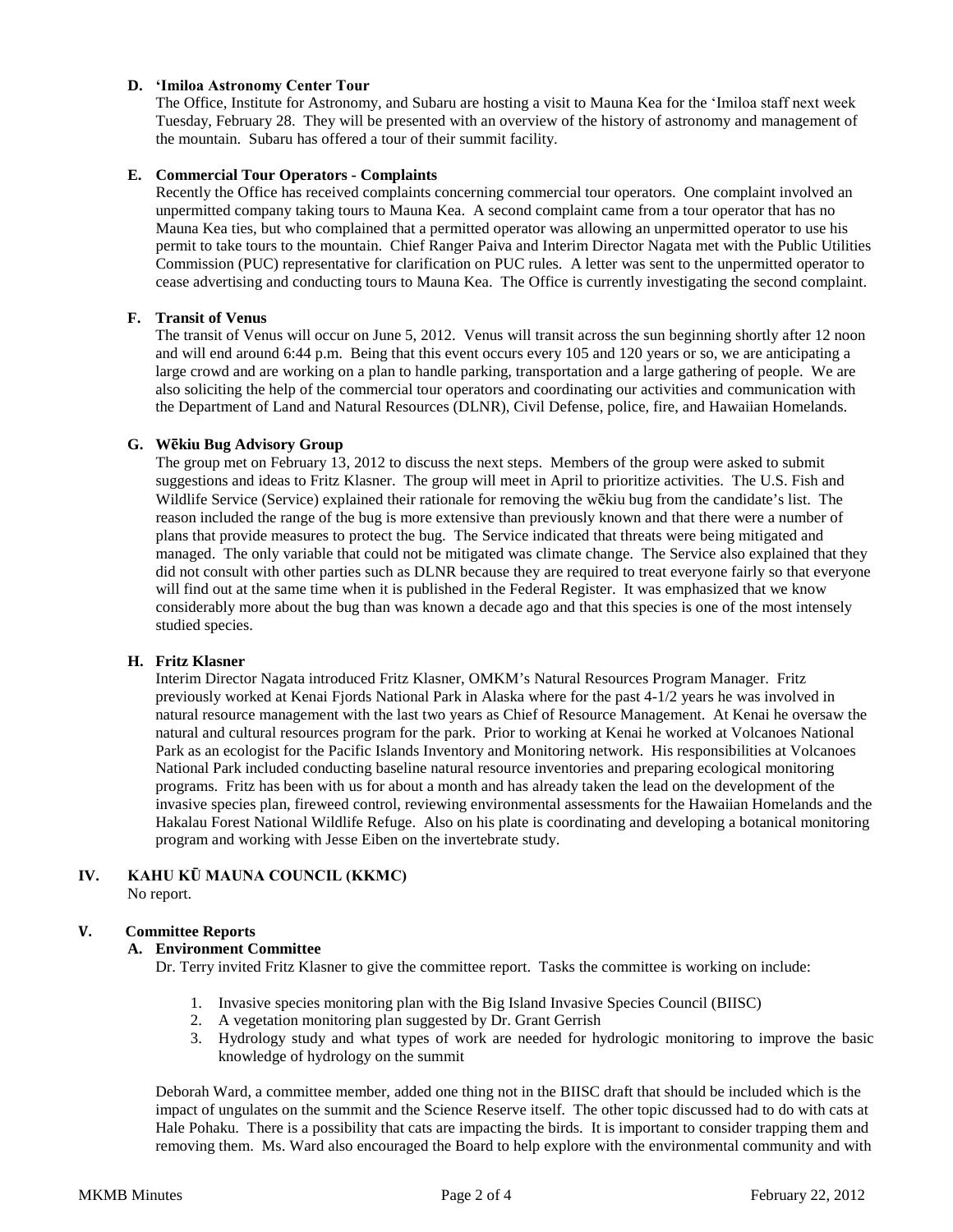**D. ʻImiloa Astronomy Center Tour**

The Office, Institute for Astronomy, and Subaru are hosting a visit to Mauna Kea for the ʻImiloa staff next week Tuesday, February 28. They will be presented with an overview of the history of astronomy and management of the mountain. Subaru has offered a tour of their summit facility.

**E. Commercial Tour Operators - Complaints**

Recently the Office has received complaints concerning commercial tour operators. One complaint involved an unpermitted company taking tours to Mauna Kea. A second complaint came from a tour operator that has no Mauna Kea ties, but who complained that a permitted operator was allowing an unpermitted operator to use his permit to take tours to the mountain. Chief Ranger Paiva and Interim Director Nagata met with the Public Utilities Commission (PUC) representative for clarification on PUC rules. A letter was sent to the unpermitted operator to cease advertising and conducting tours to Mauna Kea. The Office is currently investigating the second complaint.

**F. Transit of Venus**

The transit of Venus will occur on June 5, 2012. Venus will transit across the sun beginning shortly after 12 noon and will end around 6:44 p.m. Being that this event occurs every 105 and 120 years or so, we are anticipating a large crowd and are working on a plan to handle parking, transportation and a large gathering of people. We are also soliciting the help of the commercial tour operators and coordinating our activities and communication with the Department of Land and Natural Resources (DLNR), Civil Defense, police, fire, and Hawaiian Homelands.

**G. Wēkiu Bug Advisory Group**

The group met on February 13, 2012 to discuss the next steps. Members of the group were asked to submit suggestions and ideas to Fritz Klasner. The group will meet in April to prioritize activities. The U.S. Fish and Wildlife Service (Service) explained their rationale for removing the wēkiu bug from the candidate's list. The reason included the range of the bug is more extensive than previously known and that there were a number of plans that provide measures to protect the bug. The Service indicated that threats were being mitigated and managed. The only variable that could not be mitigated was climate change. The Service also explained that they did not consult with other parties such as DLNR because they are required to treat everyone fairly so that everyone will find out at the same time when it is published in the Federal Register. It was emphasized that we know considerably more about the bug than was known a decade ago and that this species is one of the most intensely studied species.

**H. Fritz Klasner**

Interim Director Nagata introduced Fritz Klasner, OMKM's Natural Resources Program Manager. Fritz previously worked at Kenai Fjords National Park in Alaska where for the past 4-1/2 years he was involved in natural resource management with the last two years as Chief of Resource Management. At Kenai he oversaw the natural and cultural resources program for the park. Prior to working at Kenai he worked at Volcanoes National Park as an ecologist for the Pacific Islands Inventory and Monitoring network. His responsibilities at Volcanoes National Park included conducting baseline natural resource inventories and preparing ecological monitoring programs. Fritz has been with us for about a month and has already taken the lead on the development of the invasive species plan, fireweed control, reviewing environmental assessments for the Hawaiian Homelands and the Hakalau Forest National Wildlife Refuge. Also on his plate is coordinating and developing a botanical monitoring program and working with Jesse Eiben on the invertebrate study.

## IV. KAHU KŪ MAUNA COUNCIL (KKMC)

No report.

## V. Committee Reports

**A. Environment Committee**

Dr. Terry invited Fritz Klasner to give the committee report. Tasks the committee is working on include:

1. Invasive species monitoring plan with the Big Island Invasive Species Council (BIISC)
2. A vegetation monitoring plan suggested by Dr. Grant Gerrish
3. Hydrology study and what types of work are needed for hydrologic monitoring to improve the basic knowledge of hydrology on the summit

Deborah Ward, a committee member, added one thing not in the BIISC draft that should be included which is the impact of ungulates on the summit and the Science Reserve itself. The other topic discussed had to do with cats at Hale Pohaku. There is a possibility that cats are impacting the birds. It is important to consider trapping them and removing them. Ms. Ward also encouraged the Board to help explore with the environmental community and with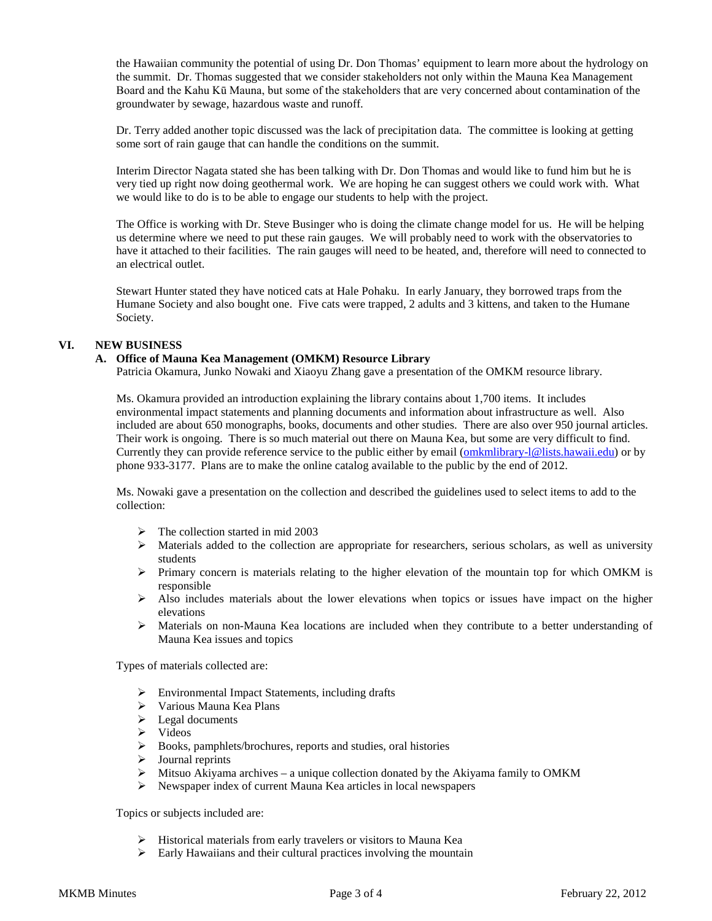the Hawaiian community the potential of using Dr. Don Thomas' equipment to learn more about the hydrology on the summit. Dr. Thomas suggested that we consider stakeholders not only within the Mauna Kea Management Board and the Kahu Kū Mauna, but some of the stakeholders that are very concerned about contamination of the groundwater by sewage, hazardous waste and runoff.

Dr. Terry added another topic discussed was the lack of precipitation data. The committee is looking at getting some sort of rain gauge that can handle the conditions on the summit.

Interim Director Nagata stated she has been talking with Dr. Don Thomas and would like to fund him but he is very tied up right now doing geothermal work. We are hoping he can suggest others we could work with. What we would like to do is to be able to engage our students to help with the project.

The Office is working with Dr. Steve Businger who is doing the climate change model for us. He will be helping us determine where we need to put these rain gauges. We will probably need to work with the observatories to have it attached to their facilities. The rain gauges will need to be heated, and, therefore will need to connected to an electrical outlet.

Stewart Hunter stated they have noticed cats at Hale Pohaku. In early January, they borrowed traps from the Humane Society and also bought one. Five cats were trapped, 2 adults and 3 kittens, and taken to the Humane Society.

## VI. NEW BUSINESS

### A. Office of Mauna Kea Management (OMKM) Resource Library

Patricia Okamura, Junko Nowaki and Xiaoyu Zhang gave a presentation of the OMKM resource library.

Ms. Okamura provided an introduction explaining the library contains about 1,700 items. It includes environmental impact statements and planning documents and information about infrastructure as well. Also included are about 650 monographs, books, documents and other studies. There are also over 950 journal articles. Their work is ongoing. There is so much material out there on Mauna Kea, but some are very difficult to find. Currently they can provide reference service to the public either by email (omkmlibrary-l@lists.hawaii.edu) or by phone 933-3177. Plans are to make the online catalog available to the public by the end of 2012.

Ms. Nowaki gave a presentation on the collection and described the guidelines used to select items to add to the collection:

- The collection started in mid 2003
- Materials added to the collection are appropriate for researchers, serious scholars, as well as university students
- Primary concern is materials relating to the higher elevation of the mountain top for which OMKM is responsible
- Also includes materials about the lower elevations when topics or issues have impact on the higher elevations
- Materials on non-Mauna Kea locations are included when they contribute to a better understanding of Mauna Kea issues and topics

Types of materials collected are:

- Environmental Impact Statements, including drafts
- Various Mauna Kea Plans
- Legal documents
- Videos
- Books, pamphlets/brochures, reports and studies, oral histories
- Journal reprints
- Mitsuo Akiyama archives – a unique collection donated by the Akiyama family to OMKM
- Newspaper index of current Mauna Kea articles in local newspapers

Topics or subjects included are:

- Historical materials from early travelers or visitors to Mauna Kea
- Early Hawaiians and their cultural practices involving the mountain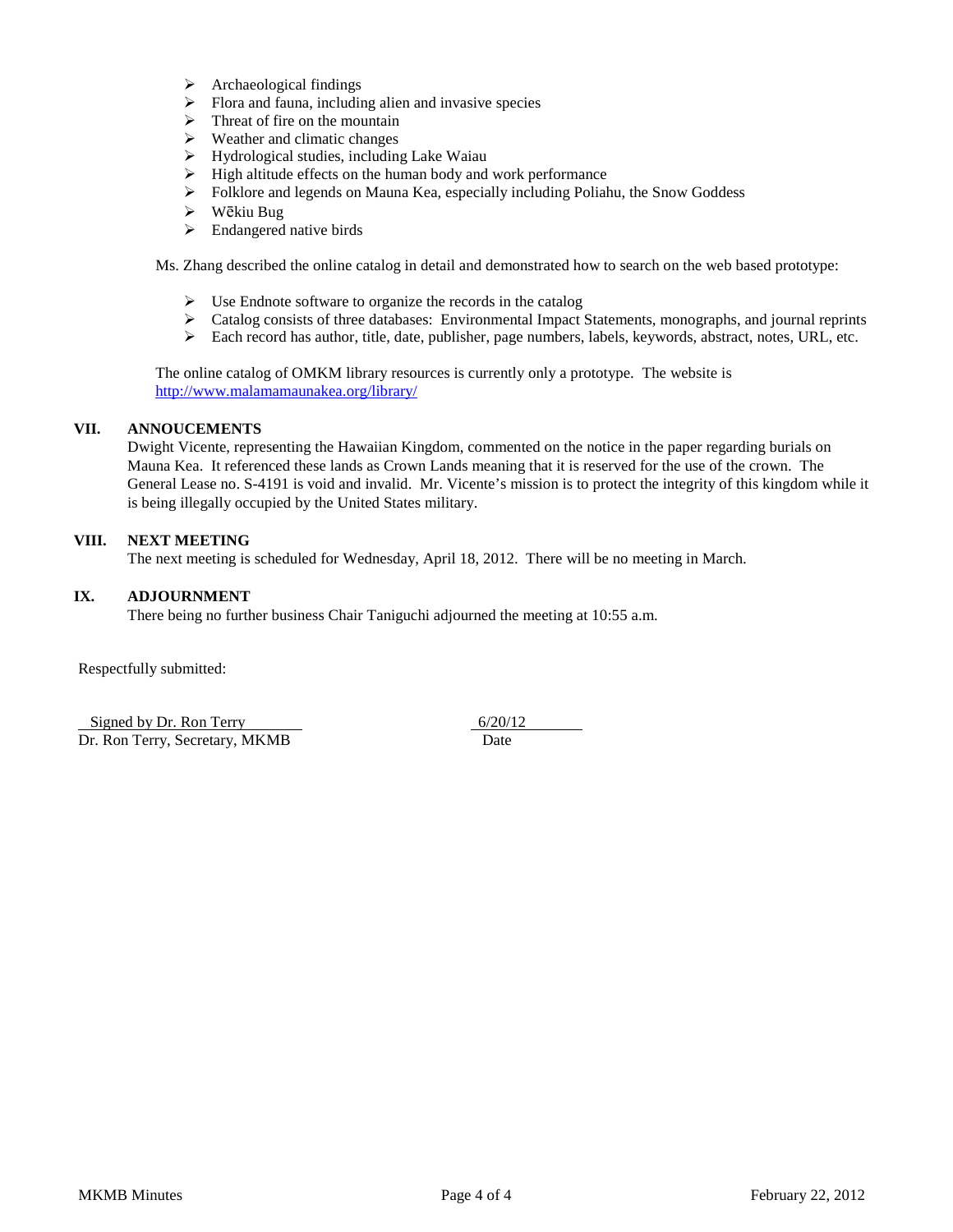- Archaeological findings
- Flora and fauna, including alien and invasive species
- Threat of fire on the mountain
- Weather and climatic changes
- Hydrological studies, including Lake Waiau
- High altitude effects on the human body and work performance
- Folklore and legends on Mauna Kea, especially including Poliahu, the Snow Goddess
- Wēkiu Bug
- Endangered native birds

Ms. Zhang described the online catalog in detail and demonstrated how to search on the web based prototype:

- Use Endnote software to organize the records in the catalog
- Catalog consists of three databases: Environmental Impact Statements, monographs, and journal reprints
- Each record has author, title, date, publisher, page numbers, labels, keywords, abstract, notes, URL, etc.

The online catalog of OMKM library resources is currently only a prototype. The website is http://www.malamamaunakea.org/library/

## VII. ANNOUCEMENTS

Dwight Vicente, representing the Hawaiian Kingdom, commented on the notice in the paper regarding burials on Mauna Kea. It referenced these lands as Crown Lands meaning that it is reserved for the use of the crown. The General Lease no. S-4191 is void and invalid. Mr. Vicente's mission is to protect the integrity of this kingdom while it is being illegally occupied by the United States military.

## VIII. NEXT MEETING

The next meeting is scheduled for Wednesday, April 18, 2012. There will be no meeting in March.

## IX. ADJOURNMENT

There being no further business Chair Taniguchi adjourned the meeting at 10:55 a.m.

Respectfully submitted:

Signed by Dr. Ron Terry
Dr. Ron Terry, Secretary, MKMB

6/20/12
Date